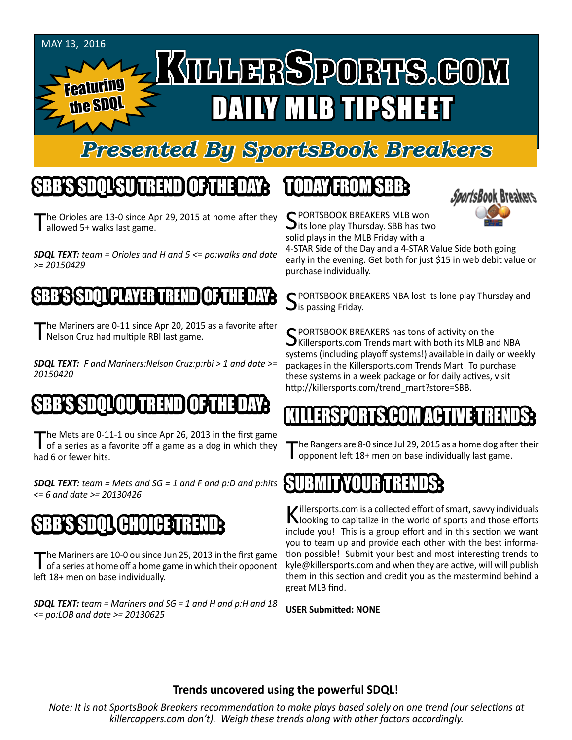MAY 13, 2016

Featuring the SDQL

# KILLERSPORTS.COM DAILY MLB TIPSHEET

## Presented By SportsBook Breakers

## SBB'S SDQL SU TREND OF THE DAY:

The Orioles are 13-0 since Apr 29, 2015 at home after they allowed 5+ walks last game.

***SDQL TEXT:*** *team = Orioles and H and 5 <= po:walks and date >= 20150429*

## SBB'S SDQL PLAYER TREND OF THE DAY:

The Mariners are 0-11 since Apr 20, 2015 as a favorite after Nelson Cruz had multiple RBI last game.

***SDQL TEXT:*** *F and Mariners:Nelson Cruz:p:rbi > 1 and date >= 20150420*

## SBB'S SDQL OU TREND OF THE DAY:

The Mets are 0-11-1 ou since Apr 26, 2013 in the first game of a series as a favorite off a game as a dog in which they had 6 or fewer hits.

***SDQL TEXT:*** *team = Mets and SG = 1 and F and p:D and p:hits <= 6 and date >= 20130426*

## SBB'S SDQL CHOICE TREND:

The Mariners are 10-0 ou since Jun 25, 2013 in the first game of a series at home off a home game in which their opponent left 18+ men on base individually.

***SDQL TEXT:*** *team = Mariners and SG = 1 and H and p:H and 18 <= po:LOB and date >= 20130625*

## TODAY FROM SBB:

SportsBook Breakers

SPORTSBOOK BREAKERS MLB won its lone play Thursday. SBB has two solid plays in the MLB Friday with a 4-STAR Side of the Day and a 4-STAR Value Side both going early in the evening. Get both for just $15 in web debit value or purchase individually.

SPORTSBOOK BREAKERS NBA lost its lone play Thursday and is passing Friday.

SPORTSBOOK BREAKERS has tons of activity on the Killersports.com Trends mart with both its MLB and NBA systems (including playoff systems!) available in daily or weekly packages in the Killersports.com Trends Mart! To purchase these systems in a week package or for daily actives, visit http://killersports.com/trend_mart?store=SBB.

## KILLERSPORTS.COM ACTIVE TRENDS:

The Rangers are 8-0 since Jul 29, 2015 as a home dog after their opponent left 18+ men on base individually last game.

## SUBMIT YOUR TRENDS:

Killersports.com is a collected effort of smart, savvy individuals looking to capitalize in the world of sports and those efforts include you! This is a group effort and in this section we want you to team up and provide each other with the best information possible! Submit your best and most interesting trends to kyle@killersports.com and when they are active, will will publish them in this section and credit you as the mastermind behind a great MLB find.

**USER Submitted: NONE**

**Trends uncovered using the powerful SDQL!**

*Note: It is not SportsBook Breakers recommendation to make plays based solely on one trend (our selections at killercappers.com don't). Weigh these trends along with other factors accordingly.*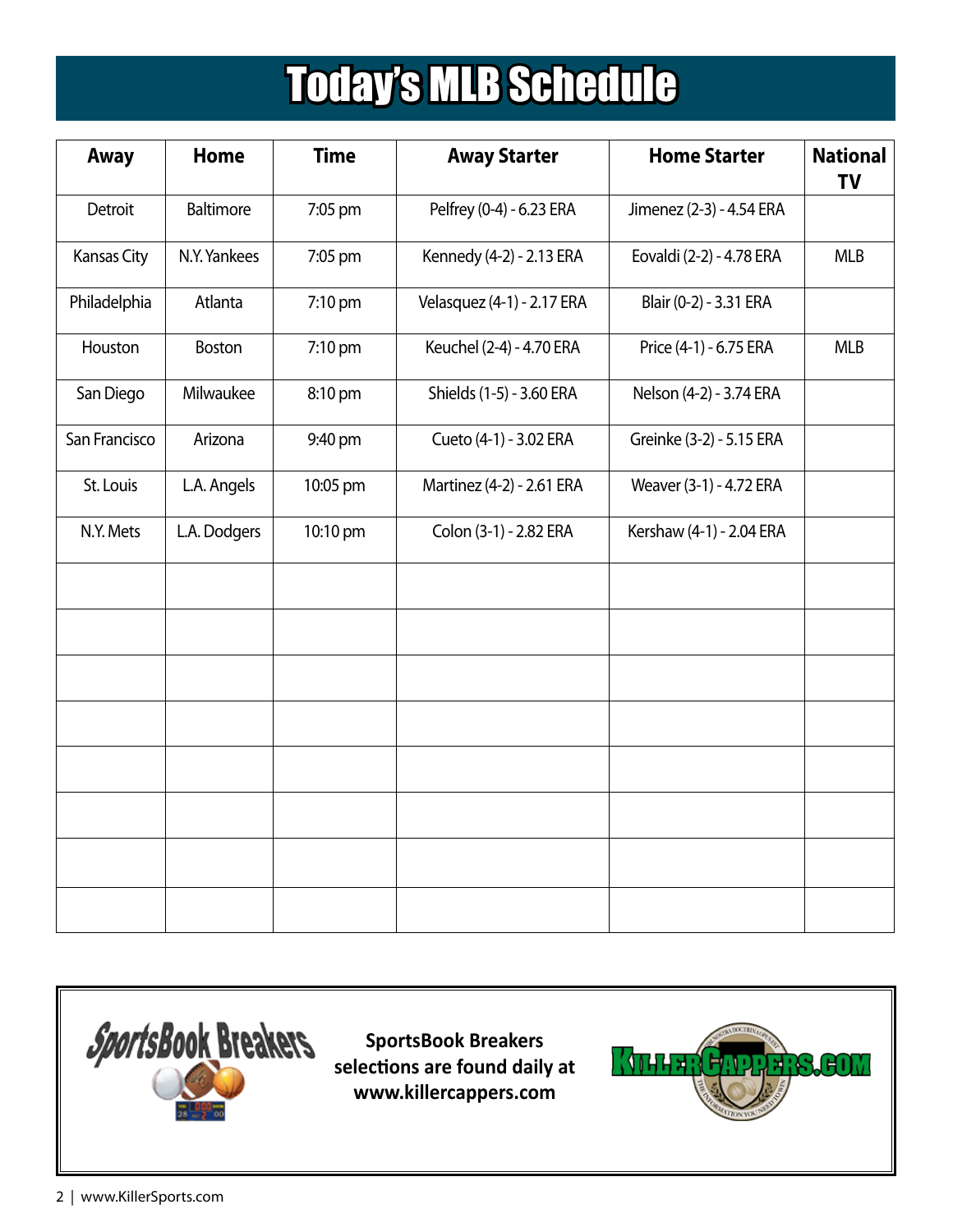# Today's MLB Schedule

| Away | Home | Time | Away Starter | Home Starter | National TV |
|---|---|---|---|---|---|
| Detroit | Baltimore | 7:05 pm | Pelfrey (0-4) - 6.23 ERA | Jimenez (2-3) - 4.54 ERA | |
| Kansas City | N.Y. Yankees | 7:05 pm | Kennedy (4-2) - 2.13 ERA | Eovaldi (2-2) - 4.78 ERA | MLB |
| Philadelphia | Atlanta | 7:10 pm | Velasquez (4-1) - 2.17 ERA | Blair (0-2) - 3.31 ERA | |
| Houston | Boston | 7:10 pm | Keuchel (2-4) - 4.70 ERA | Price (4-1) - 6.75 ERA | MLB |
| San Diego | Milwaukee | 8:10 pm | Shields (1-5) - 3.60 ERA | Nelson (4-2) - 3.74 ERA | |
| San Francisco | Arizona | 9:40 pm | Cueto (4-1) - 3.02 ERA | Greinke (3-2) - 5.15 ERA | |
| St. Louis | L.A. Angels | 10:05 pm | Martinez (4-2) - 2.61 ERA | Weaver (3-1) - 4.72 ERA | |
| N.Y. Mets | L.A. Dodgers | 10:10 pm | Colon (3-1) - 2.82 ERA | Kershaw (4-1) - 2.04 ERA | |
| | | | | | |
| | | | | | |
| | | | | | |
| | | | | | |
| | | | | | |
| | | | | | |
| | | | | | |
| | | | | | |

SportsBook Breakers

**SportsBook Breakers selections are found daily at www.killercappers.com**

KILLERCAPPERS.COM